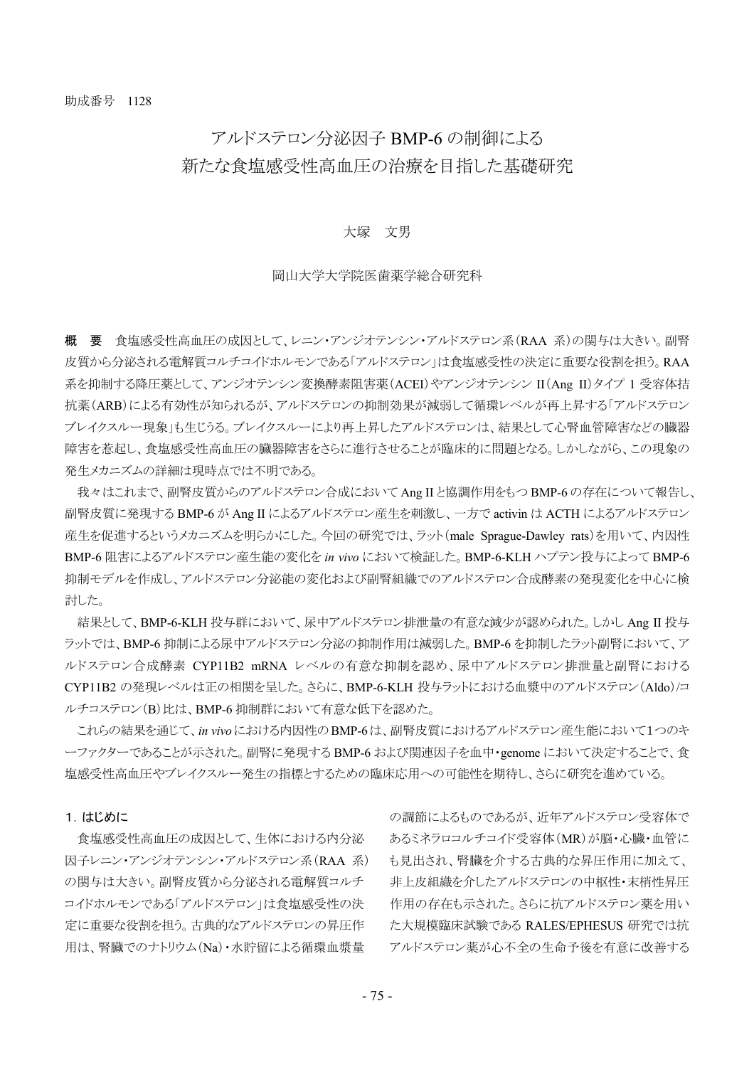助成番号 1128

# アルドステロン分泌因子 BMP-6 の制御による新たな食塩感受性高血圧の治療を目指した基礎研究

大塚 文男

岡山大学大学院医歯薬学総合研究科

**概 要** 食塩感受性高血圧の成因として、レニン・アンジオテンシン・アルドステロン系（RAA 系）の関与は大きい。副腎皮質から分泌される電解質コルチコイドホルモンである「アルドステロン」は食塩感受性の決定に重要な役割を担う。RAA 系を抑制する降圧薬として、アンジオテンシン変換酵素阻害薬（ACEI）やアンジオテンシン II（Ang II）タイプ 1 受容体拮抗薬（ARB）による有効性が知られるが、アルドステロンの抑制効果が減弱して循環レベルが再上昇する「アルドステロンブレイクスルー現象」も生じうる。ブレイクスルーにより再上昇したアルドステロンは、結果として心腎血管障害などの臓器障害を惹起し、食塩感受性高血圧の臓器障害をさらに進行させることが臨床的に問題となる。しかしながら、この現象の発生メカニズムの詳細は現時点では不明である。

我々はこれまで、副腎皮質からのアルドステロン合成において Ang II と協調作用をもつ BMP-6 の存在について報告し、副腎皮質に発現する BMP-6 が Ang II によるアルドステロン産生を刺激し、一方で activin は ACTH によるアルドステロン産生を促進するというメカニズムを明らかにした。今回の研究では、ラット（male Sprague-Dawley rats）を用いて、内因性 BMP-6 阻害によるアルドステロン産生能の変化を *in vivo* において検証した。BMP-6-KLH ハプテン投与によって BMP-6 抑制モデルを作成し、アルドステロン分泌能の変化および副腎組織でのアルドステロン合成酵素の発現変化を中心に検討した。

結果として、BMP-6-KLH 投与群において、尿中アルドステロン排泄量の有意な減少が認められた。しかし Ang II 投与ラットでは、BMP-6 抑制による尿中アルドステロン分泌の抑制作用は減弱した。BMP-6 を抑制したラット副腎において、アルドステロン合成酵素 CYP11B2 mRNA レベルの有意な抑制を認め、尿中アルドステロン排泄量と副腎における CYP11B2 の発現レベルは正の相関を呈した。さらに、BMP-6-KLH 投与ラットにおける血漿中のアルドステロン（Aldo）/コルチコステロン（B）比は、BMP-6 抑制群において有意な低下を認めた。

これらの結果を通じて、*in vivo* における内因性の BMP-6 は、副腎皮質におけるアルドステロン産生能において 1 つのキーファクターであることが示された。副腎に発現する BMP-6 および関連因子を血中・genome において決定することで、食塩感受性高血圧やブレイクスルー発生の指標とするための臨床応用への可能性を期待し、さらに研究を進めている。

## 1．はじめに

食塩感受性高血圧の成因として、生体における内分泌因子レニン・アンジオテンシン・アルドステロン系（RAA 系）の関与は大きい。副腎皮質から分泌される電解質コルチコイドホルモンである「アルドステロン」は食塩感受性の決定に重要な役割を担う。古典的なアルドステロンの昇圧作用は、腎臓でのナトリウム（Na）・水貯留による循環血漿量の調節によるものであるが、近年アルドステロン受容体であるミネラロコルチコイド受容体（MR）が脳・心臓・血管にも見出され、腎臓を介する古典的な昇圧作用に加えて、非上皮組織を介したアルドステロンの中枢性・末梢性昇圧作用の存在も示された。さらに抗アルドステロン薬を用いた大規模臨床試験である RALES/EPHESUS 研究では抗アルドステロン薬が心不全の生命予後を有意に改善する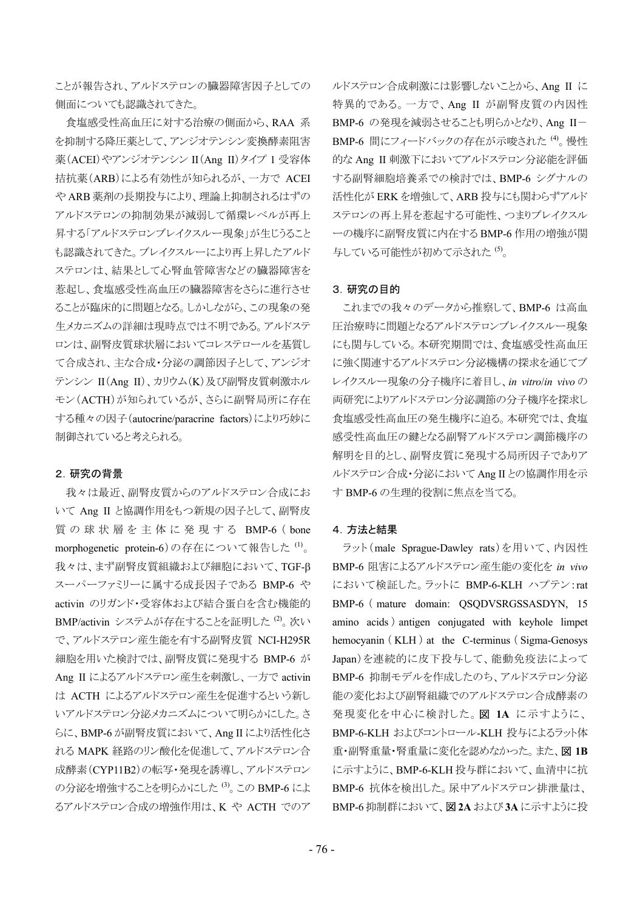ことが報告され、アルドステロンの臓器障害因子としての側面についても認識されてきた。

食塩感受性高血圧に対する治療の側面から、RAA 系を抑制する降圧薬として、アンジオテンシン変換酵素阻害薬(ACEI)やアンジオテンシン II(Ang II)タイプ 1 受容体拮抗薬(ARB)による有効性が知られるが、一方で ACEI や ARB 薬剤の長期投与により、理論上抑制されるはずのアルドステロンの抑制効果が減弱して循環レベルが再上昇する「アルドステロンブレイクスルー現象」が生じうることも認識されてきた。ブレイクスルーにより再上昇したアルドステロンは、結果として心腎血管障害などの臓器障害を惹起し、食塩感受性高血圧の臓器障害をさらに進行させることが臨床的に問題となる。しかしながら、この現象の発生メカニズムの詳細は現時点では不明である。アルドステロンは、副腎皮質球状層においてコレステロールを基質して合成され、主な合成・分泌の調節因子として、アンジオテンシン II(Ang II)、カリウム(K)及び副腎皮質刺激ホルモン(ACTH)が知られているが、さらに副腎局所に存在する種々の因子(autocrine/paracrine factors)により巧妙に制御されていると考えられる。

## 2. 研究の背景

我々は最近、副腎皮質からのアルドステロン合成において Ang II と協調作用をもつ新規の因子として、副腎皮質の球状層を主体に発現する BMP-6 (bone morphogenetic protein-6)の存在について報告した [(1)]。我々は、まず副腎皮質組織および細胞において、TGF-β スーパーファミリーに属する成長因子である BMP-6 や activin のリガンド・受容体および結合蛋白を含む機能的 BMP/activin システムが存在することを証明した [(2)]。次いで、アルドステロン産生能を有する副腎皮質 NCI-H295R 細胞を用いた検討では、副腎皮質に発現する BMP-6 が Ang II によるアルドステロン産生を刺激し、一方で activin は ACTH によるアルドステロン産生を促進するという新しいアルドステロン分泌メカニズムについて明らかにした。さらに、BMP-6 が副腎皮質において、Ang II により活性化される MAPK 経路のリン酸化を促進して、アルドステロン合成酵素(CYP11B2)の転写・発現を誘導し、アルドステロンの分泌を増強することを明らかにした [(3)]。この BMP-6 によるアルドステロン合成の増強作用は、K や ACTH でのアルドステロン合成刺激には影響しないことから、Ang II に特異的である。一方で、Ang II が副腎皮質の内因性 BMP-6 の発現を減弱させることも明らかとなり、Ang II－BMP-6 間にフィードバックの存在が示唆された [(4)]。慢性的な Ang II 刺激下においてアルドステロン分泌能を評価する副腎細胞培養系での検討では、BMP-6 シグナルの活性化が ERK を増強して、ARB 投与にも関わらずアルドステロンの再上昇を惹起する可能性、つまりブレイクスルーの機序に副腎皮質に内在する BMP-6 作用の増強が関与している可能性が初めて示された [(5)]。

## 3. 研究の目的

これまでの我々のデータから推察して、BMP-6 は高血圧治療時に問題となるアルドステロンブレイクスルー現象にも関与している。本研究期間では、食塩感受性高血圧に強く関連するアルドステロン分泌機構の探求を通じてブレイクスルー現象の分子機序に着目し、*in vitro*/*in vivo* の両研究によりアルドステロン分泌調節の分子機序を探求し食塩感受性高血圧の発生機序に迫る。本研究では、食塩感受性高血圧の鍵となる副腎アルドステロン調節機序の解明を目的とし、副腎皮質に発現する局所因子でありアルドステロン合成・分泌において Ang II との協調作用を示す BMP-6 の生理的役割に焦点を当てる。

## 4. 方法と結果

ラット(male Sprague-Dawley rats)を用いて、内因性 BMP-6 阻害によるアルドステロン産生能の変化を *in vivo* において検証した。ラットに BMP-6-KLH ハプテン: rat BMP-6 ( mature domain: QSQDVSRGSSASDYN, 15 amino acids ) antigen conjugated with keyhole limpet hemocyanin ( KLH ) at the C-terminus ( Sigma-Genosys Japan)を連続的に皮下投与して、能動免疫法によって BMP-6 抑制モデルを作成したのち、アルドステロン分泌能の変化および副腎組織でのアルドステロン合成酵素の発現変化を中心に検討した。**図 1A** に示すように、BMP-6-KLH およびコントロール-KLH 投与によるラット体重・副腎重量・腎重量に変化を認めなかった。また、**図 1B** に示すように、BMP-6-KLH 投与群において、血清中に抗 BMP-6 抗体を検出した。尿中アルドステロン排泄量は、BMP-6 抑制群において、**図 2A** および **3A** に示すように投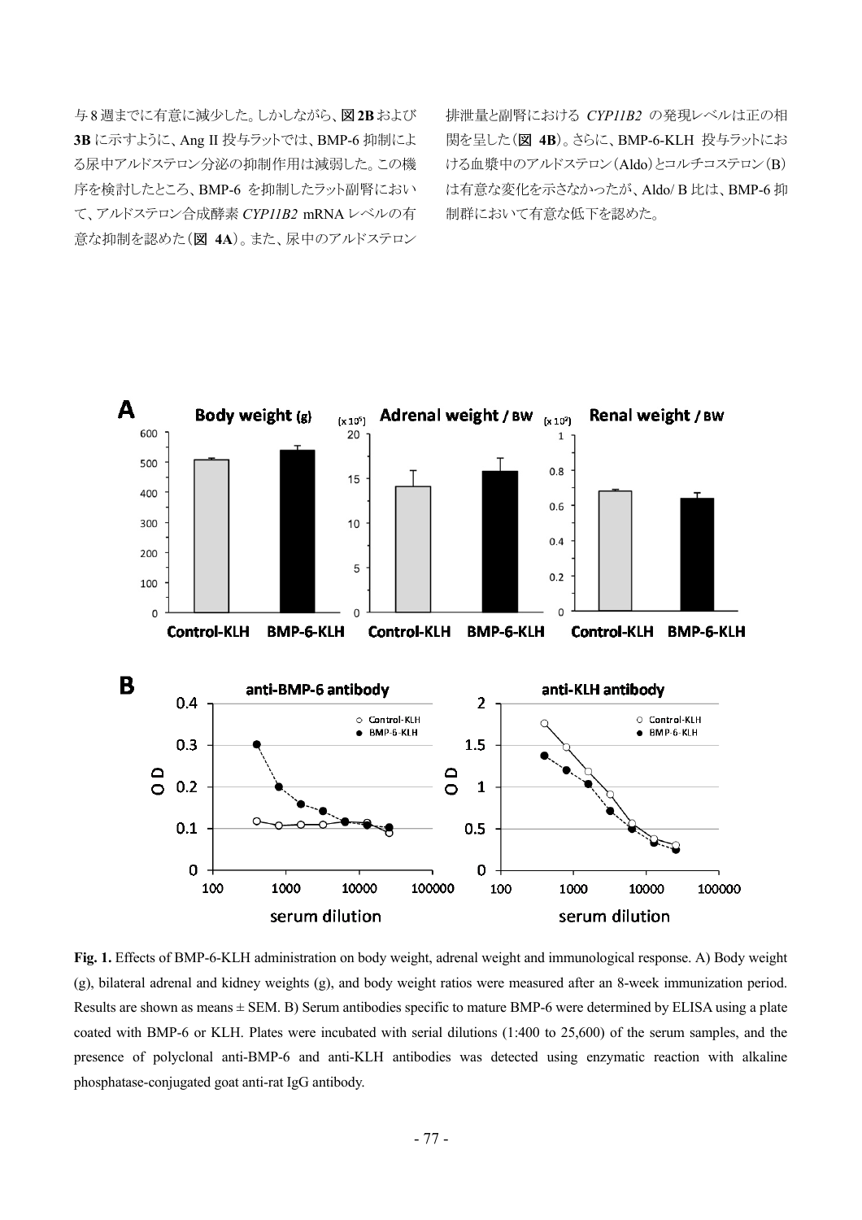与8週までに有意に減少した。しかしながら、**図2B**および**3B**に示すように、Ang II投与ラットでは、BMP-6抑制による尿中アルドステロン分泌の抑制作用は減弱した。この機序を検討したところ、BMP-6 を抑制したラット副腎において、アルドステロン合成酵素 *CYP11B2* mRNAレベルの有意な抑制を認めた（**図 4A**）。また、尿中のアルドステロン排泄量と副腎における *CYP11B2* の発現レベルは正の相関を呈した（**図 4B**）。さらに、BMP-6-KLH 投与ラットにおける血漿中のアルドステロン（Aldo）とコルチコステロン（B）は有意な変化を示さなかったが、Aldo/ B 比は、BMP-6 抑制群において有意な低下を認めた。

**Fig. 1.** Effects of BMP-6-KLH administration on body weight, adrenal weight and immunological response. A) Body weight (g), bilateral adrenal and kidney weights (g), and body weight ratios were measured after an 8-week immunization period. Results are shown as means ± SEM. B) Serum antibodies specific to mature BMP-6 were determined by ELISA using a plate coated with BMP-6 or KLH. Plates were incubated with serial dilutions (1:400 to 25,600) of the serum samples, and the presence of polyclonal anti-BMP-6 and anti-KLH antibodies was detected using enzymatic reaction with alkaline phosphatase-conjugated goat anti-rat IgG antibody.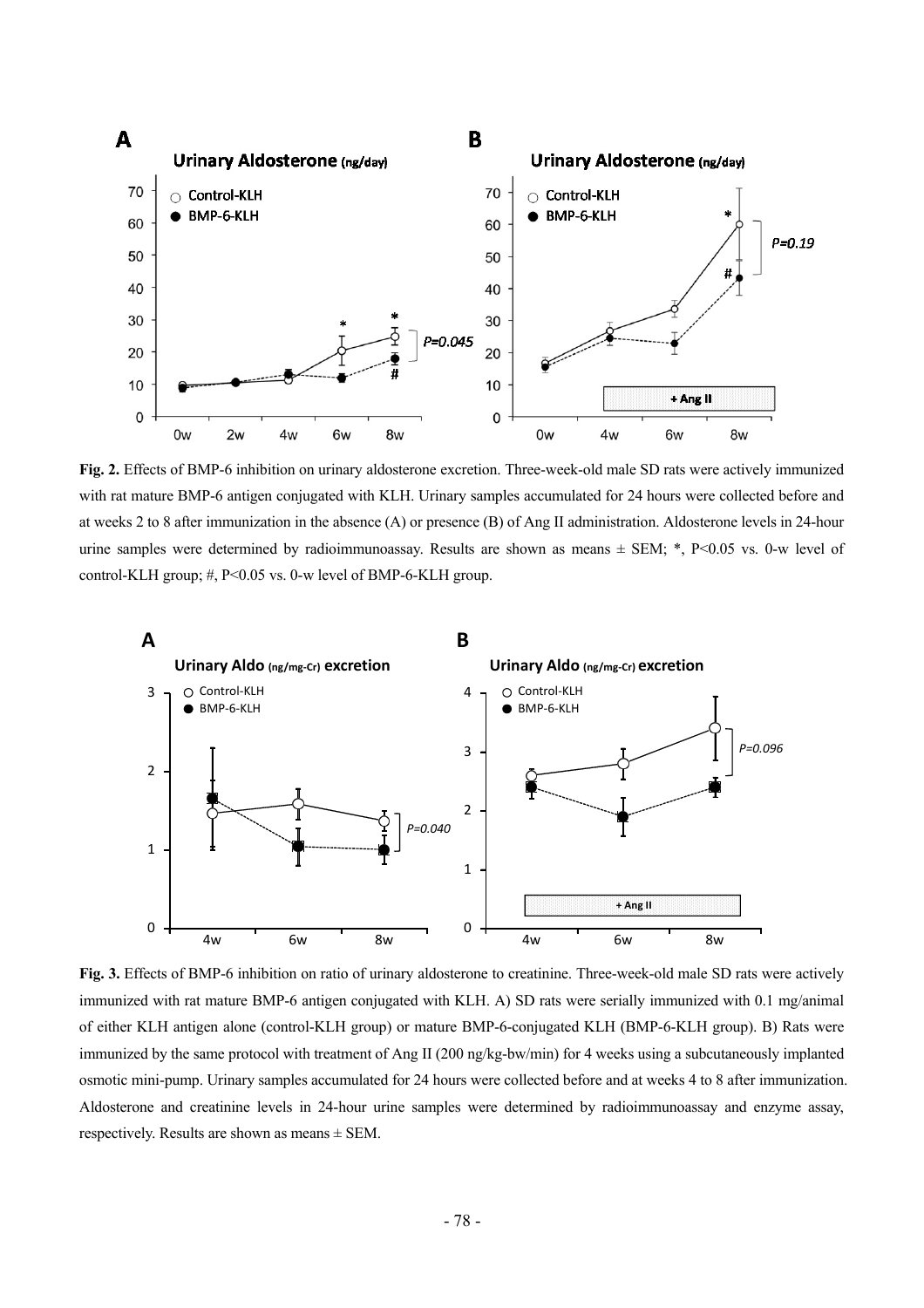**Fig. 2.** Effects of BMP-6 inhibition on urinary aldosterone excretion. Three-week-old male SD rats were actively immunized with rat mature BMP-6 antigen conjugated with KLH. Urinary samples accumulated for 24 hours were collected before and at weeks 2 to 8 after immunization in the absence (A) or presence (B) of Ang II administration. Aldosterone levels in 24-hour urine samples were determined by radioimmunoassay. Results are shown as means ± SEM; *, P<0.05 vs. 0-w level of control-KLH group; #, P<0.05 vs. 0-w level of BMP-6-KLH group.

**Fig. 3.** Effects of BMP-6 inhibition on ratio of urinary aldosterone to creatinine. Three-week-old male SD rats were actively immunized with rat mature BMP-6 antigen conjugated with KLH. A) SD rats were serially immunized with 0.1 mg/animal of either KLH antigen alone (control-KLH group) or mature BMP-6-conjugated KLH (BMP-6-KLH group). B) Rats were immunized by the same protocol with treatment of Ang II (200 ng/kg-bw/min) for 4 weeks using a subcutaneously implanted osmotic mini-pump. Urinary samples accumulated for 24 hours were collected before and at weeks 4 to 8 after immunization. Aldosterone and creatinine levels in 24-hour urine samples were determined by radioimmunoassay and enzyme assay, respectively. Results are shown as means ± SEM.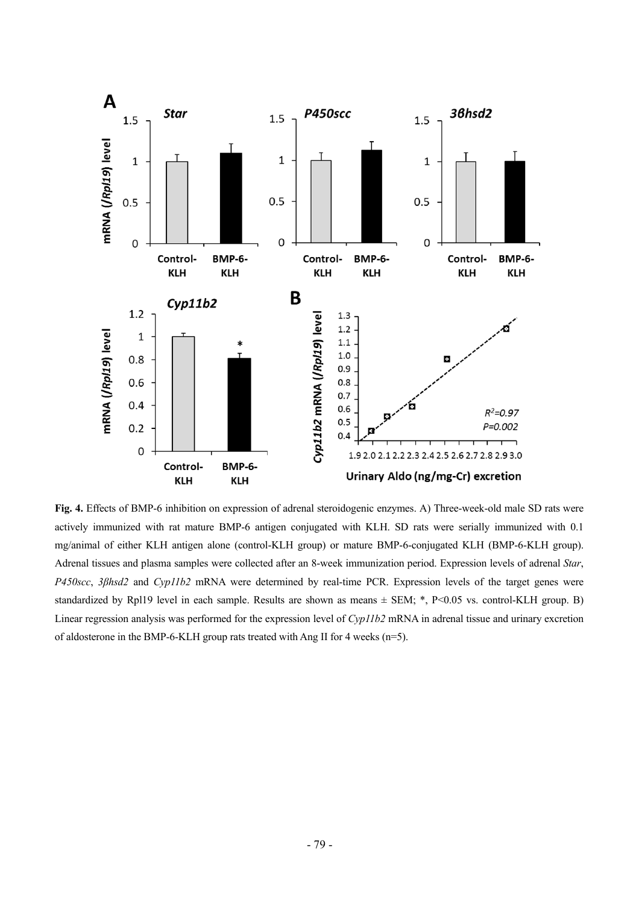**Fig. 4.** Effects of BMP-6 inhibition on expression of adrenal steroidogenic enzymes. A) Three-week-old male SD rats were actively immunized with rat mature BMP-6 antigen conjugated with KLH. SD rats were serially immunized with 0.1 mg/animal of either KLH antigen alone (control-KLH group) or mature BMP-6-conjugated KLH (BMP-6-KLH group). Adrenal tissues and plasma samples were collected after an 8-week immunization period. Expression levels of adrenal *Star*, *P450scc*, *3βhsd2* and *Cyp11b2* mRNA were determined by real-time PCR. Expression levels of the target genes were standardized by Rpl19 level in each sample. Results are shown as means ± SEM; *, $P<0.05$ vs. control-KLH group. B) Linear regression analysis was performed for the expression level of *Cyp11b2* mRNA in adrenal tissue and urinary excretion of aldosterone in the BMP-6-KLH group rats treated with Ang II for 4 weeks (n=5).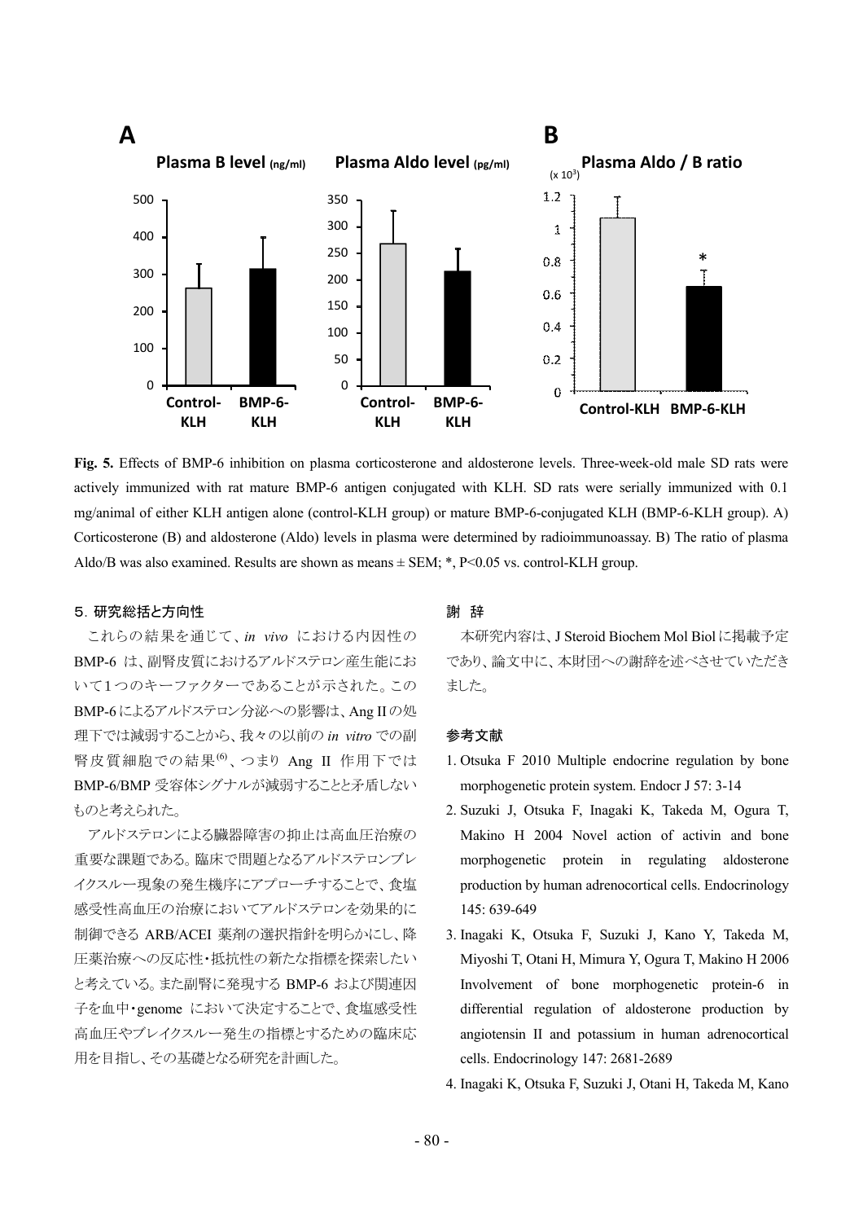**Fig. 5.** Effects of BMP-6 inhibition on plasma corticosterone and aldosterone levels. Three-week-old male SD rats were actively immunized with rat mature BMP-6 antigen conjugated with KLH. SD rats were serially immunized with 0.1 mg/animal of either KLH antigen alone (control-KLH group) or mature BMP-6-conjugated KLH (BMP-6-KLH group). A) Corticosterone (B) and aldosterone (Aldo) levels in plasma were determined by radioimmunoassay. B) The ratio of plasma Aldo/B was also examined. Results are shown as means ± SEM; *, $P<0.05$ vs. control-KLH group.

## 5. 研究総括と方向性

これらの結果を通じて、*in vivo* における内因性の BMP-6 は、副腎皮質におけるアルドステロン産生能において1つのキーファクターであることが示された。この BMP-6 によるアルドステロン分泌への影響は、Ang II の処理下では減弱することから、我々の以前の *in vitro* での副腎皮質細胞での結果[6]、つまり Ang II 作用下では BMP-6/BMP 受容体シグナルが減弱することと矛盾しないものと考えられた。

アルドステロンによる臓器障害の抑止は高血圧治療の重要な課題である。臨床で問題となるアルドステロンブレイクスルー現象の発生機序にアプローチすることで、食塩感受性高血圧の治療においてアルドステロンを効果的に制御できる ARB/ACEI 薬剤の選択指針を明らかにし、降圧薬治療への反応性・抵抗性の新たな指標を探索したいと考えている。また副腎に発現する BMP-6 および関連因子を血中・genome において決定することで、食塩感受性高血圧やブレイクスルー発生の指標とするための臨床応用を目指し、その基礎となる研究を計画した。

## 謝 辞

本研究内容は、J Steroid Biochem Mol Biol に掲載予定であり、論文中に、本財団への謝辞を述べさせていただきました。

## 参考文献

1. Otsuka F 2010 Multiple endocrine regulation by bone morphogenetic protein system. Endocr J 57: 3-14
2. Suzuki J, Otsuka F, Inagaki K, Takeda M, Ogura T, Makino H 2004 Novel action of activin and bone morphogenetic protein in regulating aldosterone production by human adrenocortical cells. Endocrinology 145: 639-649
3. Inagaki K, Otsuka F, Suzuki J, Kano Y, Takeda M, Miyoshi T, Otani H, Mimura Y, Ogura T, Makino H 2006 Involvement of bone morphogenetic protein-6 in differential regulation of aldosterone production by angiotensin II and potassium in human adrenocortical cells. Endocrinology 147: 2681-2689
4. Inagaki K, Otsuka F, Suzuki J, Otani H, Takeda M, Kano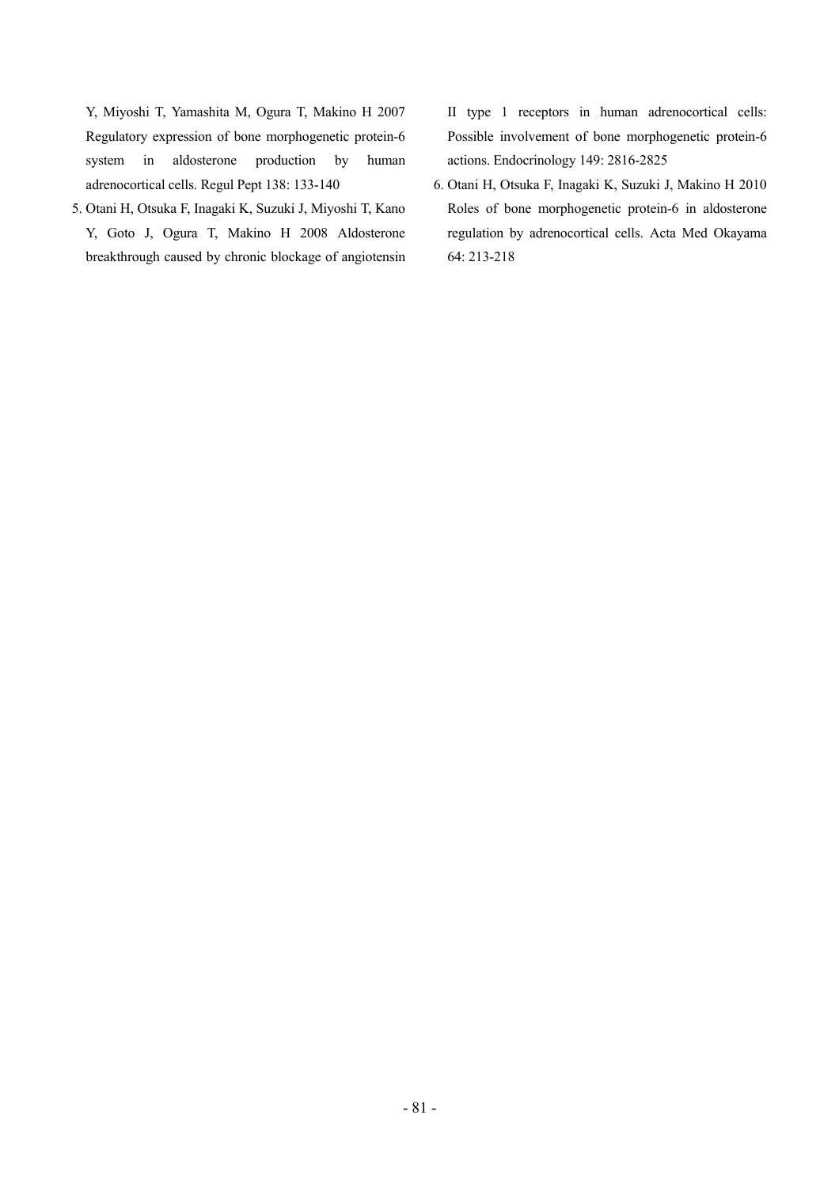Y, Miyoshi T, Yamashita M, Ogura T, Makino H 2007 Regulatory expression of bone morphogenetic protein-6 system in aldosterone production by human adrenocortical cells. Regul Pept 138: 133-140

5. Otani H, Otsuka F, Inagaki K, Suzuki J, Miyoshi T, Kano Y, Goto J, Ogura T, Makino H 2008 Aldosterone breakthrough caused by chronic blockage of angiotensin II type 1 receptors in human adrenocortical cells: Possible involvement of bone morphogenetic protein-6 actions. Endocrinology 149: 2816-2825
6. Otani H, Otsuka F, Inagaki K, Suzuki J, Makino H 2010 Roles of bone morphogenetic protein-6 in aldosterone regulation by adrenocortical cells. Acta Med Okayama 64: 213-218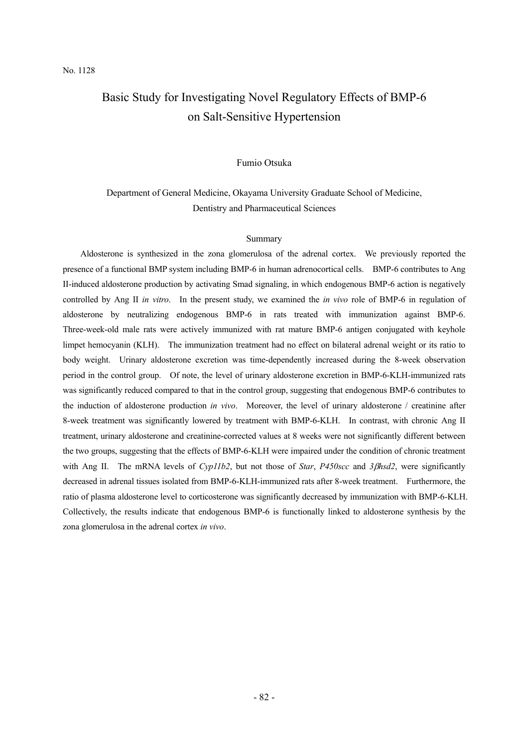No. 1128

# Basic Study for Investigating Novel Regulatory Effects of BMP-6 on Salt-Sensitive Hypertension

Fumio Otsuka

Department of General Medicine, Okayama University Graduate School of Medicine, Dentistry and Pharmaceutical Sciences

## Summary

Aldosterone is synthesized in the zona glomerulosa of the adrenal cortex. We previously reported the presence of a functional BMP system including BMP-6 in human adrenocortical cells. BMP-6 contributes to Ang II-induced aldosterone production by activating Smad signaling, in which endogenous BMP-6 action is negatively controlled by Ang II *in vitro*. In the present study, we examined the *in vivo* role of BMP-6 in regulation of aldosterone by neutralizing endogenous BMP-6 in rats treated with immunization against BMP-6. Three-week-old male rats were actively immunized with rat mature BMP-6 antigen conjugated with keyhole limpet hemocyanin (KLH). The immunization treatment had no effect on bilateral adrenal weight or its ratio to body weight. Urinary aldosterone excretion was time-dependently increased during the 8-week observation period in the control group. Of note, the level of urinary aldosterone excretion in BMP-6-KLH-immunized rats was significantly reduced compared to that in the control group, suggesting that endogenous BMP-6 contributes to the induction of aldosterone production *in vivo*. Moreover, the level of urinary aldosterone / creatinine after 8-week treatment was significantly lowered by treatment with BMP-6-KLH. In contrast, with chronic Ang II treatment, urinary aldosterone and creatinine-corrected values at 8 weeks were not significantly different between the two groups, suggesting that the effects of BMP-6-KLH were impaired under the condition of chronic treatment with Ang II. The mRNA levels of *Cyp11b2*, but not those of *Star*, *P450scc* and *3βhsd2*, were significantly decreased in adrenal tissues isolated from BMP-6-KLH-immunized rats after 8-week treatment. Furthermore, the ratio of plasma aldosterone level to corticosterone was significantly decreased by immunization with BMP-6-KLH. Collectively, the results indicate that endogenous BMP-6 is functionally linked to aldosterone synthesis by the zona glomerulosa in the adrenal cortex *in vivo*.